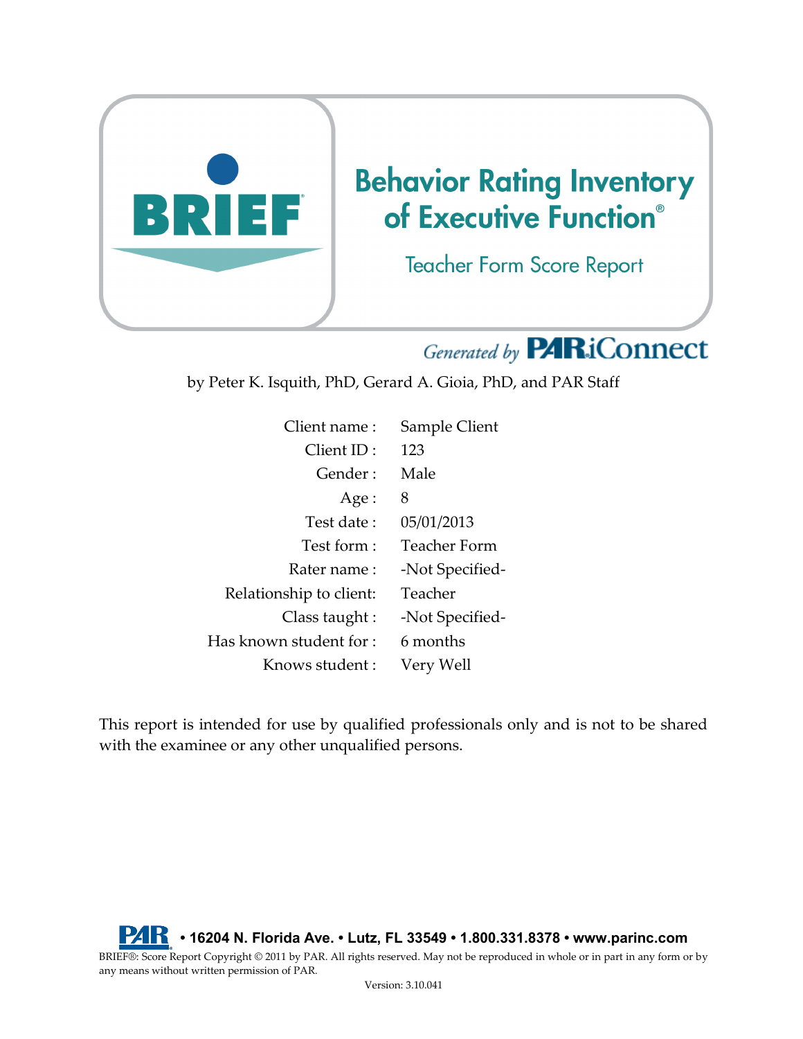# BRIEF

# Behavior Rating Inventory of Executive Function®

## Teacher Form Score Report

*Generated by* **PAR iConnect**

by Peter K. Isquith, PhD, Gerard A. Gioia, PhD, and PAR Staff

| | |
|---|---|
| Client name : | Sample Client |
| Client ID : | 123 |
| Gender : | Male |
| Age : | 8 |
| Test date : | 05/01/2013 |
| Test form : | Teacher Form |
| Rater name : | -Not Specified- |
| Relationship to client: | Teacher |
| Class taught : | -Not Specified- |
| Has known student for : | 6 months |
| Knows student : | Very Well |

This report is intended for use by qualified professionals only and is not to be shared with the examinee or any other unqualified persons.

**PAR • 16204 N. Florida Ave. • Lutz, FL 33549 • 1.800.331.8378 • www.parinc.com**

BRIEF®: Score Report Copyright © 2011 by PAR. All rights reserved. May not be reproduced in whole or in part in any form or by any means without written permission of PAR.

Version: 3.10.041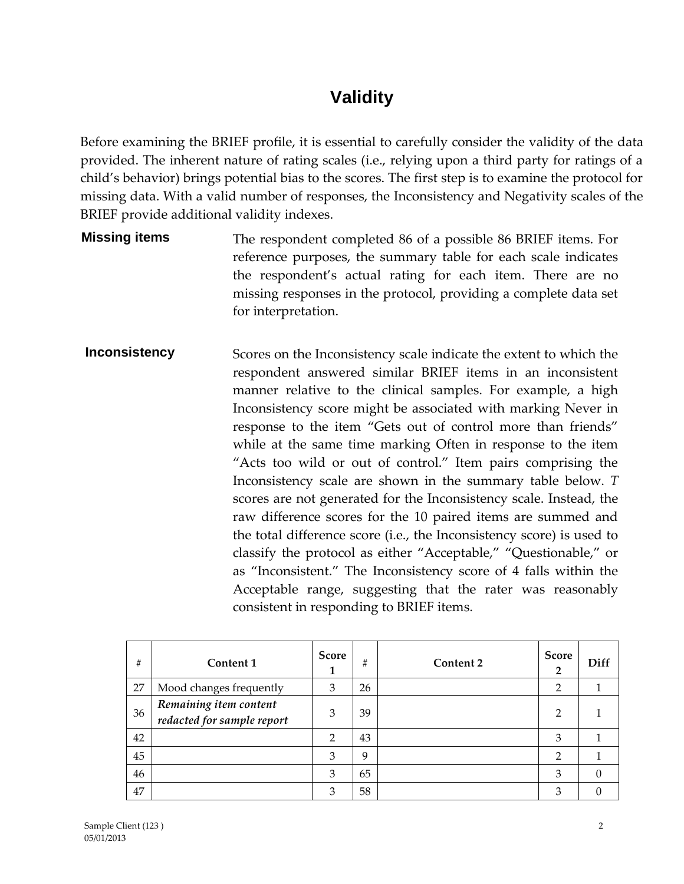# Validity

Before examining the BRIEF profile, it is essential to carefully consider the validity of the data provided. The inherent nature of rating scales (i.e., relying upon a third party for ratings of a child's behavior) brings potential bias to the scores. The first step is to examine the protocol for missing data. With a valid number of responses, the Inconsistency and Negativity scales of the BRIEF provide additional validity indexes.

**Missing items**

The respondent completed 86 of a possible 86 BRIEF items. For reference purposes, the summary table for each scale indicates the respondent's actual rating for each item. There are no missing responses in the protocol, providing a complete data set for interpretation.

**Inconsistency**

Scores on the Inconsistency scale indicate the extent to which the respondent answered similar BRIEF items in an inconsistent manner relative to the clinical samples. For example, a high Inconsistency score might be associated with marking Never in response to the item "Gets out of control more than friends" while at the same time marking Often in response to the item "Acts too wild or out of control." Item pairs comprising the Inconsistency scale are shown in the summary table below. *T* scores are not generated for the Inconsistency scale. Instead, the raw difference scores for the 10 paired items are summed and the total difference score (i.e., the Inconsistency score) is used to classify the protocol as either "Acceptable," "Questionable," or as "Inconsistent." The Inconsistency score of 4 falls within the Acceptable range, suggesting that the rater was reasonably consistent in responding to BRIEF items.

| # | Content 1 | Score 1 | # | Content 2 | Score 2 | Diff |
|---|---|---|---|---|---|---|
| 27 | Mood changes frequently | 3 | 26 | | 2 | 1 |
| 36 | ***Remaining item content redacted for sample report*** | 3 | 39 | | 2 | 1 |
| 42 | | 2 | 43 | | 3 | 1 |
| 45 | | 3 | 9 | | 2 | 1 |
| 46 | | 3 | 65 | | 3 | 0 |
| 47 | | 3 | 58 | | 3 | 0 |

Sample Client (123 )
05/01/2013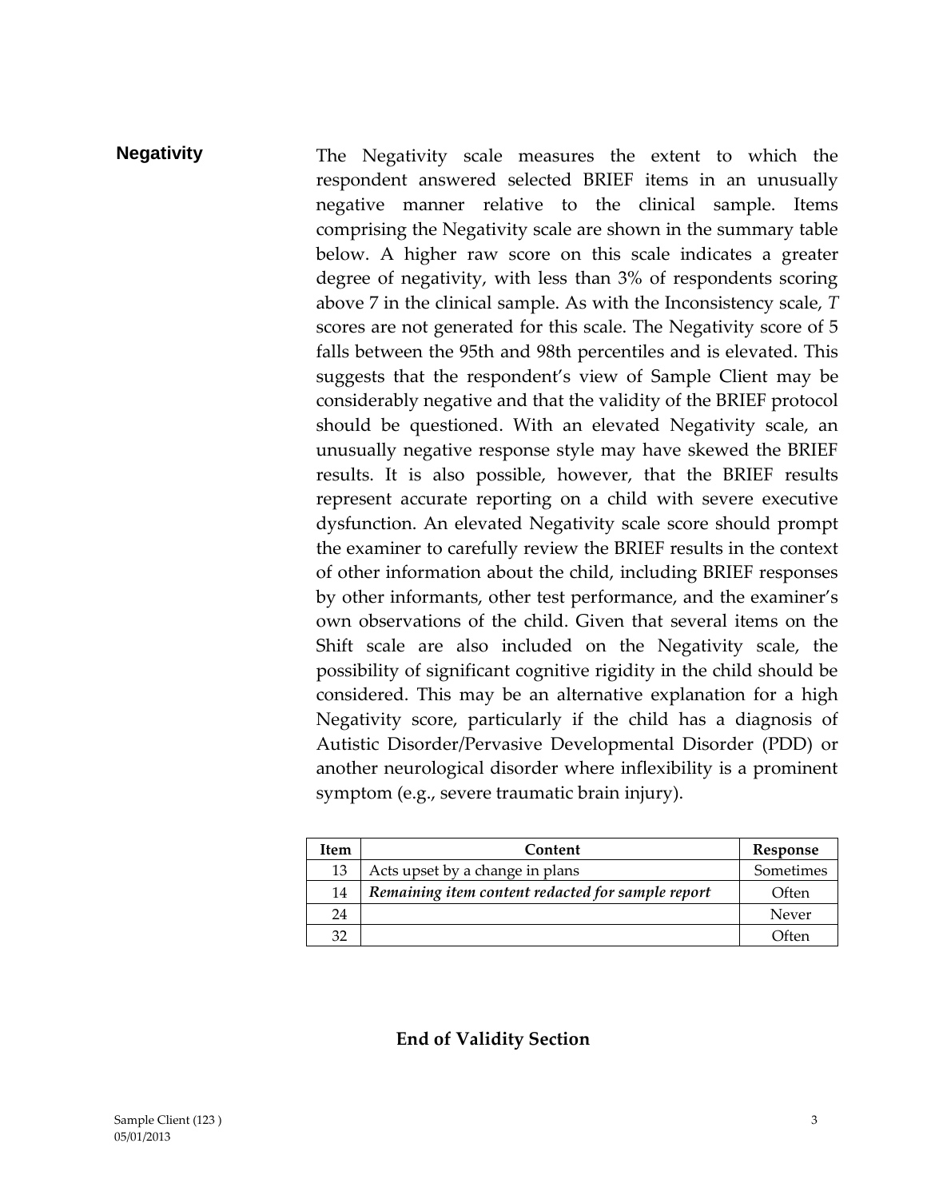## Negativity

The Negativity scale measures the extent to which the respondent answered selected BRIEF items in an unusually negative manner relative to the clinical sample. Items comprising the Negativity scale are shown in the summary table below. A higher raw score on this scale indicates a greater degree of negativity, with less than 3% of respondents scoring above 7 in the clinical sample. As with the Inconsistency scale, *T* scores are not generated for this scale. The Negativity score of 5 falls between the 95th and 98th percentiles and is elevated. This suggests that the respondent's view of Sample Client may be considerably negative and that the validity of the BRIEF protocol should be questioned. With an elevated Negativity scale, an unusually negative response style may have skewed the BRIEF results. It is also possible, however, that the BRIEF results represent accurate reporting on a child with severe executive dysfunction. An elevated Negativity scale score should prompt the examiner to carefully review the BRIEF results in the context of other information about the child, including BRIEF responses by other informants, other test performance, and the examiner's own observations of the child. Given that several items on the Shift scale are also included on the Negativity scale, the possibility of significant cognitive rigidity in the child should be considered. This may be an alternative explanation for a high Negativity score, particularly if the child has a diagnosis of Autistic Disorder/Pervasive Developmental Disorder (PDD) or another neurological disorder where inflexibility is a prominent symptom (e.g., severe traumatic brain injury).

| Item | Content | Response |
|---|---|---|
| 13 | Acts upset by a change in plans | Sometimes |
| 14 | ***Remaining item content redacted for sample report*** | Often |
| 24 | | Never |
| 32 | | Often |

**End of Validity Section**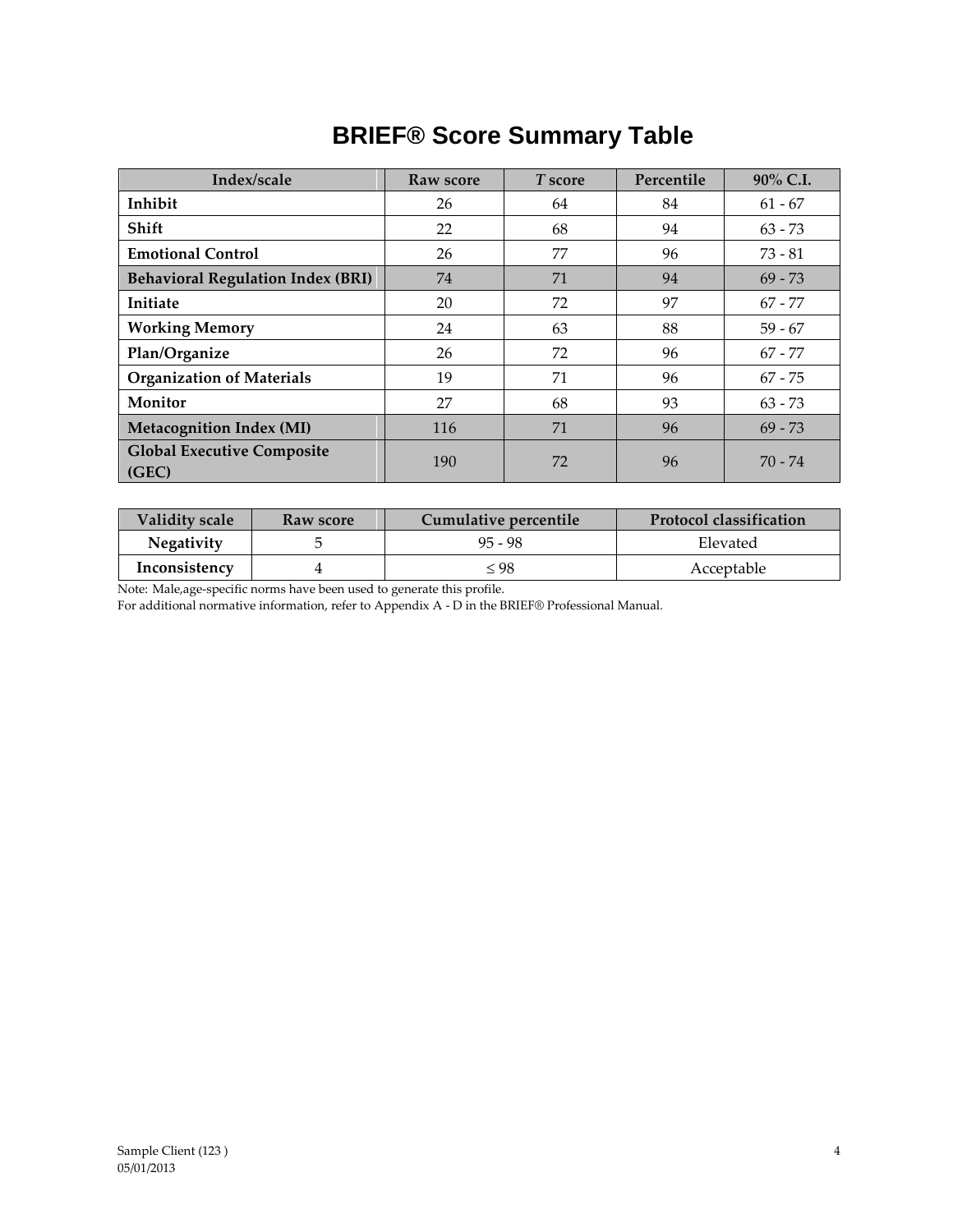# BRIEF® Score Summary Table

| Index/scale | Raw score | *T* score | Percentile | 90% C.I. |
|---|---|---|---|---|
| **Inhibit** | 26 | 64 | 84 | 61 - 67 |
| **Shift** | 22 | 68 | 94 | 63 - 73 |
| **Emotional Control** | 26 | 77 | 96 | 73 - 81 |
| **Behavioral Regulation Index (BRI)** | 74 | 71 | 94 | 69 - 73 |
| **Initiate** | 20 | 72 | 97 | 67 - 77 |
| **Working Memory** | 24 | 63 | 88 | 59 - 67 |
| **Plan/Organize** | 26 | 72 | 96 | 67 - 77 |
| **Organization of Materials** | 19 | 71 | 96 | 67 - 75 |
| **Monitor** | 27 | 68 | 93 | 63 - 73 |
| **Metacognition Index (MI)** | 116 | 71 | 96 | 69 - 73 |
| **Global Executive Composite (GEC)** | 190 | 72 | 96 | 70 - 74 |

| Validity scale | Raw score | Cumulative percentile | Protocol classification |
|---|---|---|---|
| **Negativity** | 5 | 95 - 98 | Elevated |
| **Inconsistency** | 4 | ≤ 98 | Acceptable |

Note: Male,age-specific norms have been used to generate this profile.
For additional normative information, refer to Appendix A - D in the BRIEF® Professional Manual.

Sample Client (123 )
05/01/2013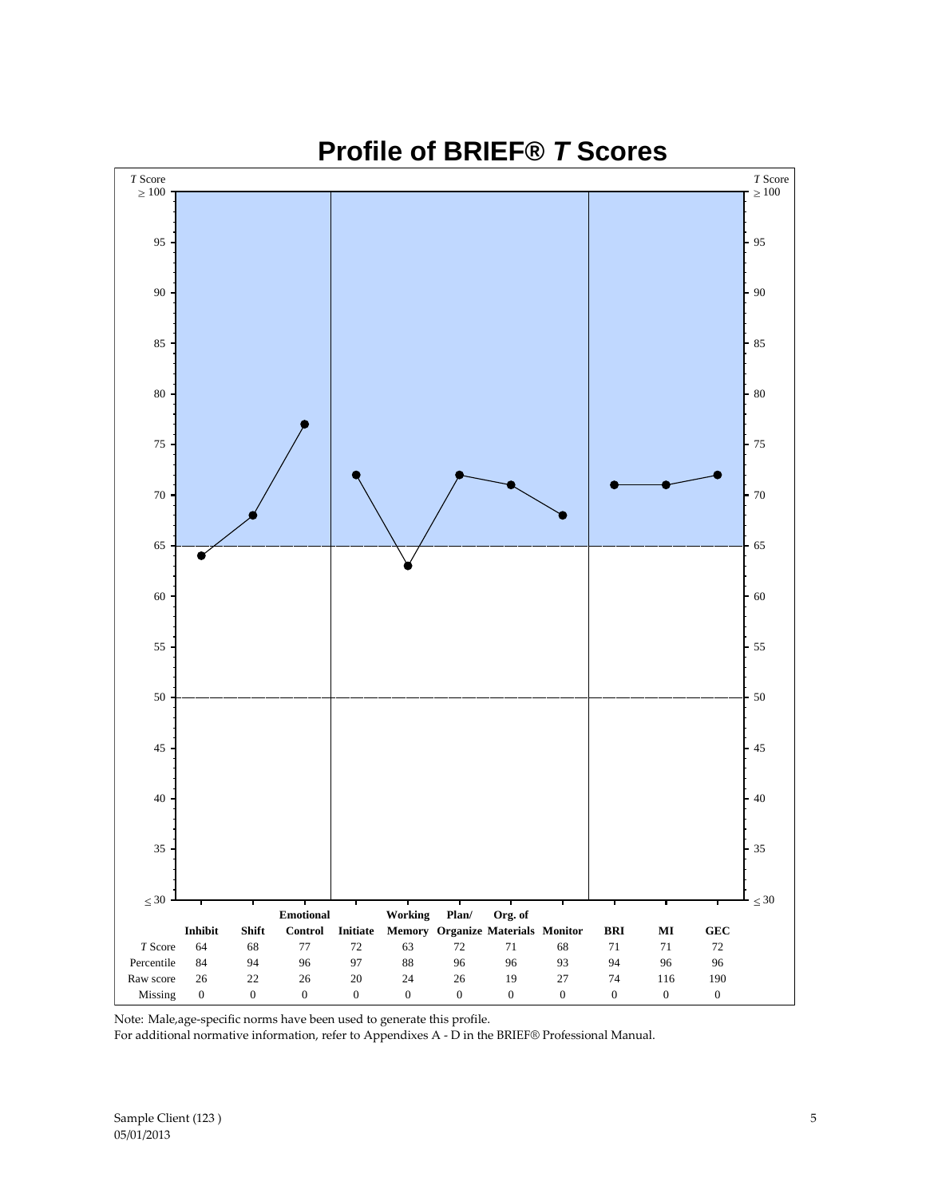# Profile of BRIEF® *T* Scores

| | Inhibit | Shift | Emotional Control | Initiate | Working Memory | Plan/ Organize | Org. of Materials | Monitor | BRI | MI | GEC |
|---|---|---|---|---|---|---|---|---|---|---|---|
| *T* Score | 64 | 68 | 77 | 72 | 63 | 72 | 71 | 68 | 71 | 71 | 72 |
| Percentile | 84 | 94 | 96 | 97 | 88 | 96 | 96 | 93 | 94 | 96 | 96 |
| Raw score | 26 | 22 | 26 | 20 | 24 | 26 | 19 | 27 | 74 | 116 | 190 |
| Missing | 0 | 0 | 0 | 0 | 0 | 0 | 0 | 0 | 0 | 0 | 0 |

Note: Male,age-specific norms have been used to generate this profile.
For additional normative information, refer to Appendixes A - D in the BRIEF® Professional Manual.

Sample Client (123 )
05/01/2013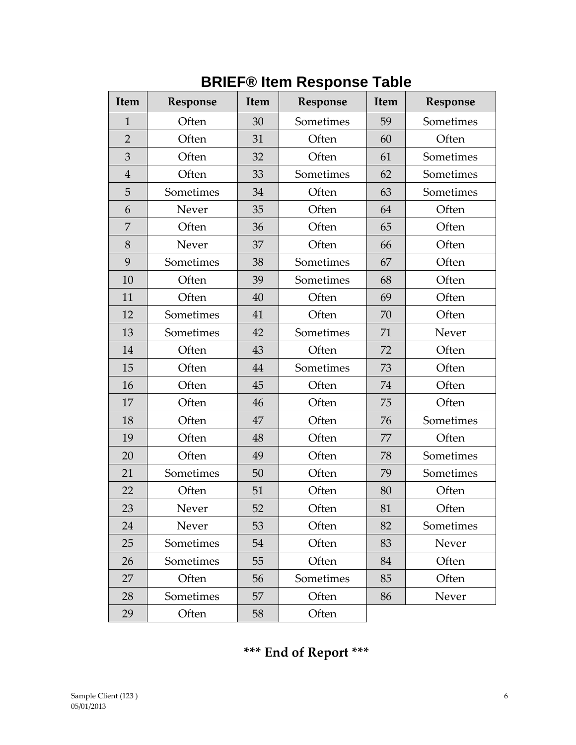# BRIEF® Item Response Table

| Item | Response | Item | Response | Item | Response |
|---|---|---|---|---|---|
| 1 | Often | 30 | Sometimes | 59 | Sometimes |
| 2 | Often | 31 | Often | 60 | Often |
| 3 | Often | 32 | Often | 61 | Sometimes |
| 4 | Often | 33 | Sometimes | 62 | Sometimes |
| 5 | Sometimes | 34 | Often | 63 | Sometimes |
| 6 | Never | 35 | Often | 64 | Often |
| 7 | Often | 36 | Often | 65 | Often |
| 8 | Never | 37 | Often | 66 | Often |
| 9 | Sometimes | 38 | Sometimes | 67 | Often |
| 10 | Often | 39 | Sometimes | 68 | Often |
| 11 | Often | 40 | Often | 69 | Often |
| 12 | Sometimes | 41 | Often | 70 | Often |
| 13 | Sometimes | 42 | Sometimes | 71 | Never |
| 14 | Often | 43 | Often | 72 | Often |
| 15 | Often | 44 | Sometimes | 73 | Often |
| 16 | Often | 45 | Often | 74 | Often |
| 17 | Often | 46 | Often | 75 | Often |
| 18 | Often | 47 | Often | 76 | Sometimes |
| 19 | Often | 48 | Often | 77 | Often |
| 20 | Often | 49 | Often | 78 | Sometimes |
| 21 | Sometimes | 50 | Often | 79 | Sometimes |
| 22 | Often | 51 | Often | 80 | Often |
| 23 | Never | 52 | Often | 81 | Often |
| 24 | Never | 53 | Often | 82 | Sometimes |
| 25 | Sometimes | 54 | Often | 83 | Never |
| 26 | Sometimes | 55 | Often | 84 | Often |
| 27 | Often | 56 | Sometimes | 85 | Often |
| 28 | Sometimes | 57 | Often | 86 | Never |
| 29 | Often | 58 | Often | | |

**\*\*\* End of Report \*\*\***